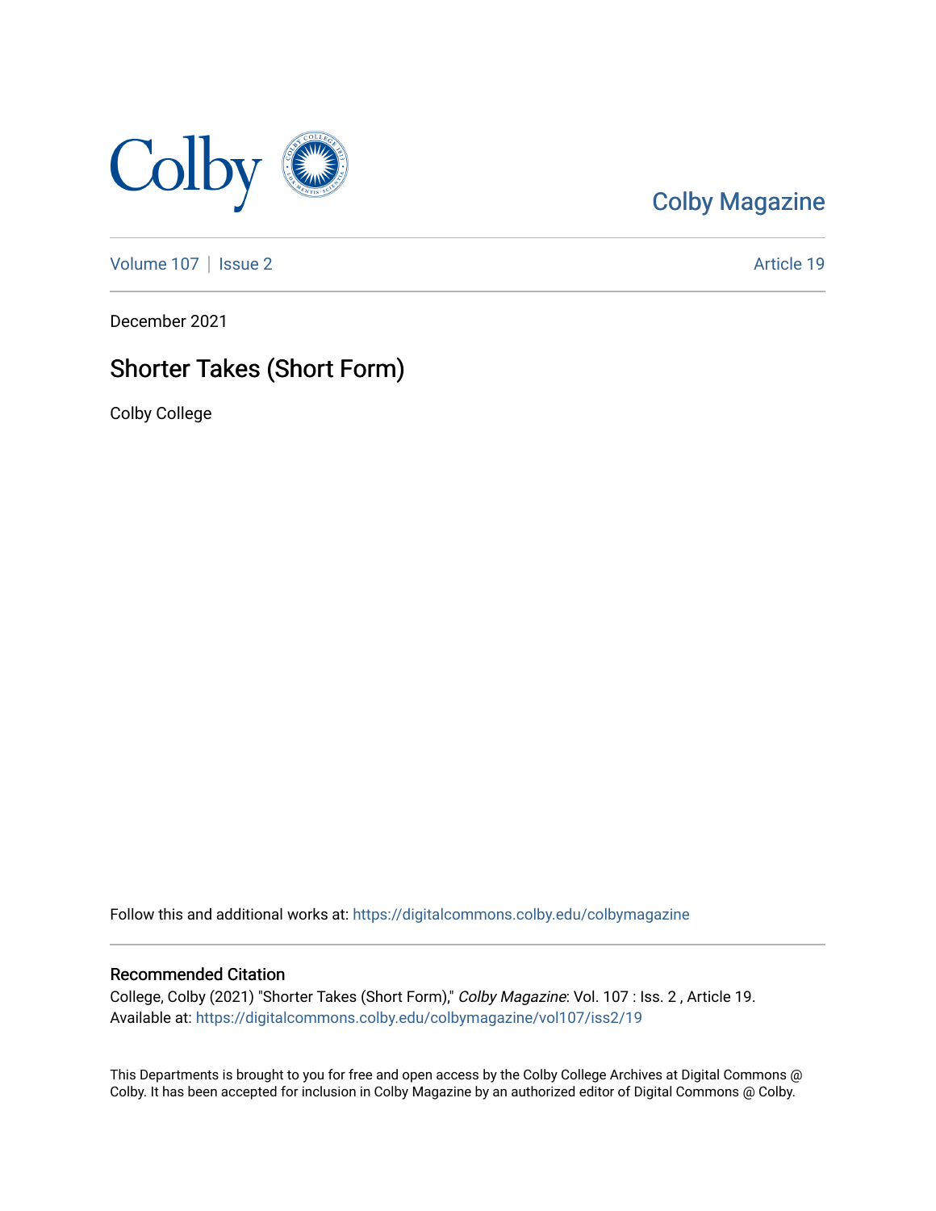Colby Magazine

Volume 107 | Issue 2 | Article 19

December 2021

# Shorter Takes (Short Form)

Colby College

Follow this and additional works at: https://digitalcommons.colby.edu/colbymagazine

## Recommended Citation

College, Colby (2021) "Shorter Takes (Short Form)," *Colby Magazine*: Vol. 107 : Iss. 2 , Article 19.
Available at: https://digitalcommons.colby.edu/colbymagazine/vol107/iss2/19

This Departments is brought to you for free and open access by the Colby College Archives at Digital Commons @ Colby. It has been accepted for inclusion in Colby Magazine by an authorized editor of Digital Commons @ Colby.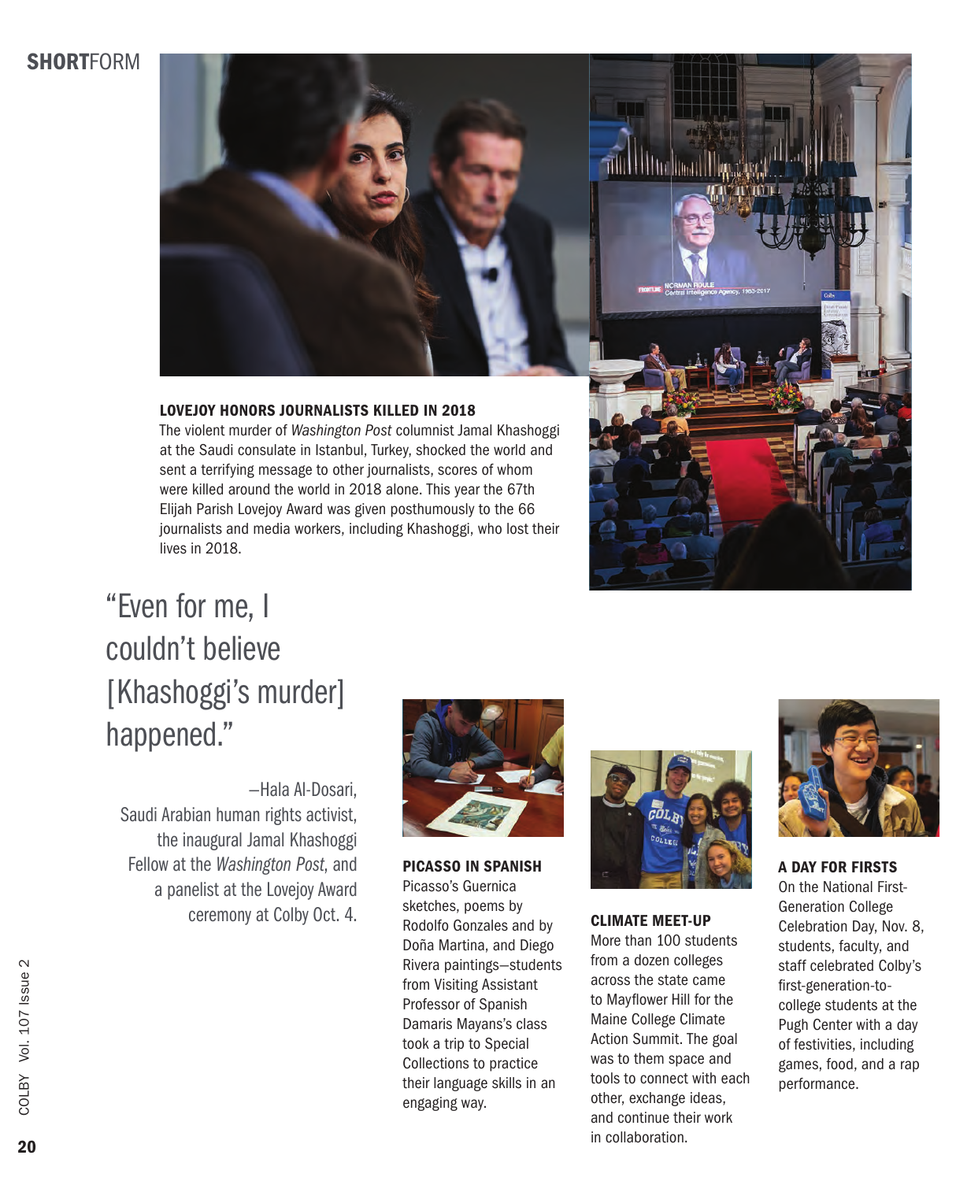## SHORTFORM

### LOVEJOY HONORS JOURNALISTS KILLED IN 2018

The violent murder of *Washington Post* columnist Jamal Khashoggi at the Saudi consulate in Istanbul, Turkey, shocked the world and sent a terrifying message to other journalists, scores of whom were killed around the world in 2018 alone. This year the 67th Elijah Parish Lovejoy Award was given posthumously to the 66 journalists and media workers, including Khashoggi, who lost their lives in 2018.

> "Even for me, I couldn't believe [Khashoggi's murder] happened."
>
> —Hala Al-Dosari, Saudi Arabian human rights activist, the inaugural Jamal Khashoggi Fellow at the *Washington Post*, and a panelist at the Lovejoy Award ceremony at Colby Oct. 4.

### PICASSO IN SPANISH

Picasso's Guernica sketches, poems by Rodolfo Gonzales and by Doña Martina, and Diego Rivera paintings—students from Visiting Assistant Professor of Spanish Damaris Mayans's class took a trip to Special Collections to practice their language skills in an engaging way.

### CLIMATE MEET-UP

More than 100 students from a dozen colleges across the state came to Mayflower Hill for the Maine College Climate Action Summit. The goal was to them space and tools to connect with each other, exchange ideas, and continue their work in collaboration.

### A DAY FOR FIRSTS

On the National First-Generation College Celebration Day, Nov. 8, students, faculty, and staff celebrated Colby's first-generation-to-college students at the Pugh Center with a day of festivities, including games, food, and a rap performance.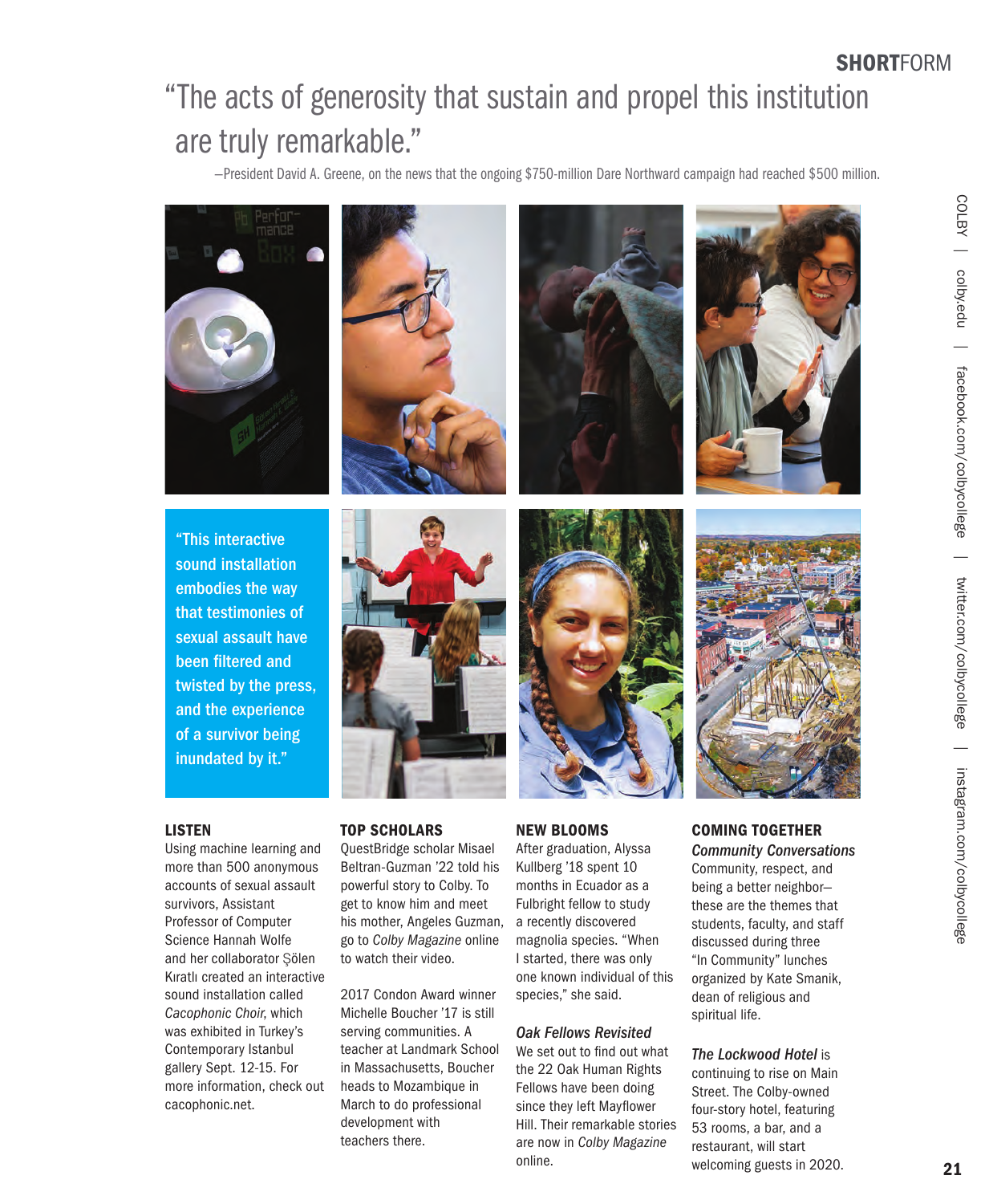“The acts of generosity that sustain and propel this institution are truly remarkable.”

—President David A. Greene, on the news that the ongoing $750-million Dare Northward campaign had reached $500 million.

“This interactive sound installation embodies the way that testimonies of sexual assault have been filtered and twisted by the press, and the experience of a survivor being inundated by it.”

### LISTEN

Using machine learning and more than 500 anonymous accounts of sexual assault survivors, Assistant Professor of Computer Science Hannah Wolfe and her collaborator Şölen Kıratlı created an interactive sound installation called *Cacophonic Choir*, which was exhibited in Turkey's Contemporary Istanbul gallery Sept. 12-15. For more information, check out cacophonic.net.

### TOP SCHOLARS

QuestBridge scholar Misael Beltran-Guzman '22 told his powerful story to Colby. To get to know him and meet his mother, Angeles Guzman, go to *Colby Magazine* online to watch their video.

2017 Condon Award winner Michelle Boucher '17 is still serving communities. A teacher at Landmark School in Massachusetts, Boucher heads to Mozambique in March to do professional development with teachers there.

### NEW BLOOMS

After graduation, Alyssa Kullberg '18 spent 10 months in Ecuador as a Fulbright fellow to study a recently discovered magnolia species. “When I started, there was only one known individual of this species,” she said.

***Oak Fellows Revisited***

We set out to find out what the 22 Oak Human Rights Fellows have been doing since they left Mayflower Hill. Their remarkable stories are now in *Colby Magazine* online.

### COMING TOGETHER

***Community Conversations***

Community, respect, and being a better neighbor—these are the themes that students, faculty, and staff discussed during three “In Community” lunches organized by Kate Smanik, dean of religious and spiritual life.

***The Lockwood Hotel*** is continuing to rise on Main Street. The Colby-owned four-story hotel, featuring 53 rooms, a bar, and a restaurant, will start welcoming guests in 2020.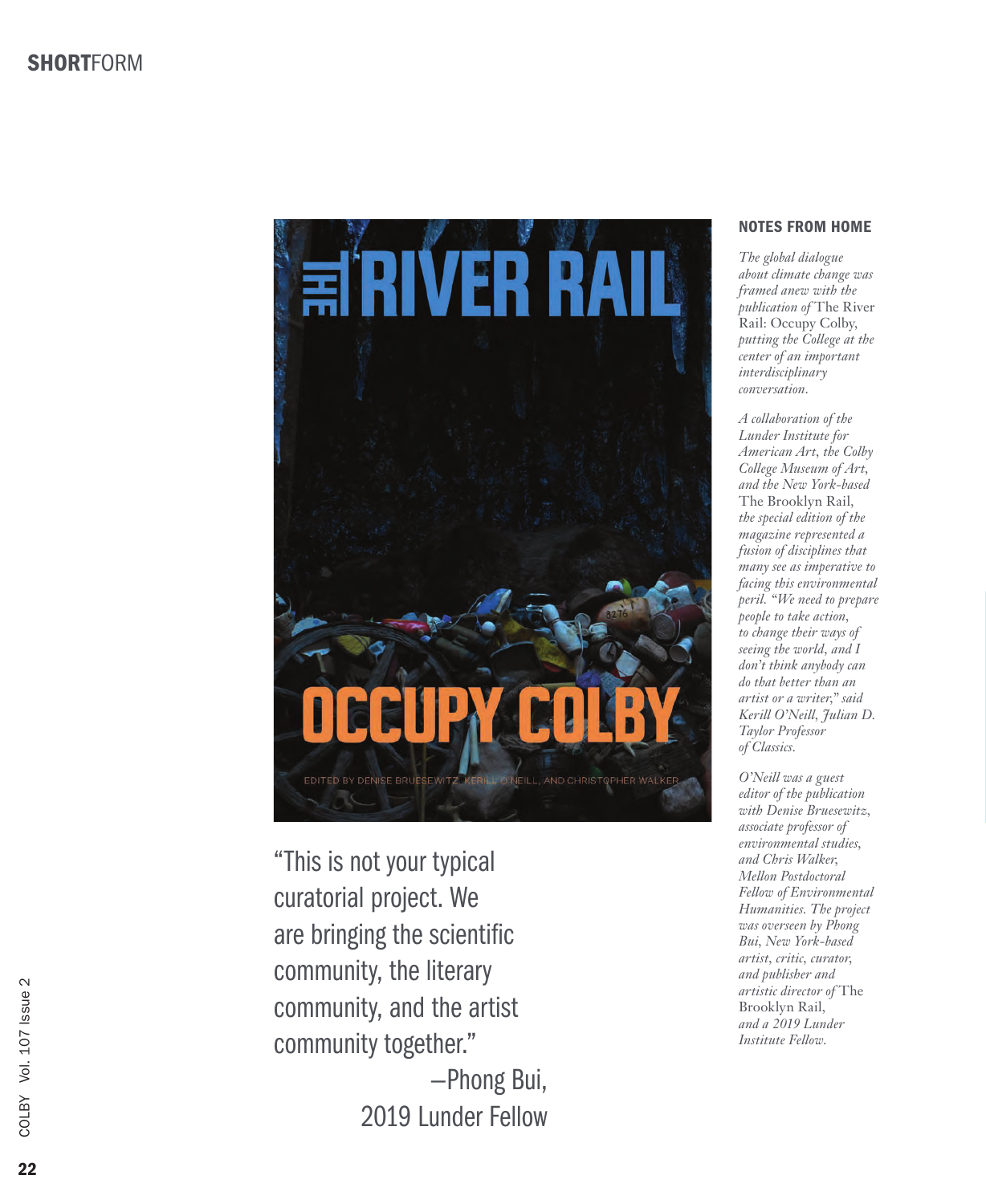## NOTES FROM HOME

*The global dialogue about climate change was framed anew with the publication of* The River Rail: Occupy Colby, *putting the College at the center of an important interdisciplinary conversation.*

*A collaboration of the Lunder Institute for American Art, the Colby College Museum of Art, and the New York-based* The Brooklyn Rail, *the special edition of the magazine represented a fusion of disciplines that many see as imperative to facing this environmental peril. "We need to prepare people to take action, to change their ways of seeing the world, and I don't think anybody can do that better than an artist or a writer," said Kerill O'Neill, Julian D. Taylor Professor of Classics.*

*O'Neill was a guest editor of the publication with Denise Bruesewitz, associate professor of environmental studies, and Chris Walker, Mellon Postdoctoral Fellow of Environmental Humanities. The project was overseen by Phong Bui, New York-based artist, critic, curator, and publisher and artistic director of* The Brooklyn Rail, *and a 2019 Lunder Institute Fellow.*

"This is not your typical curatorial project. We are bringing the scientific community, the literary community, and the artist community together."

—Phong Bui, 2019 Lunder Fellow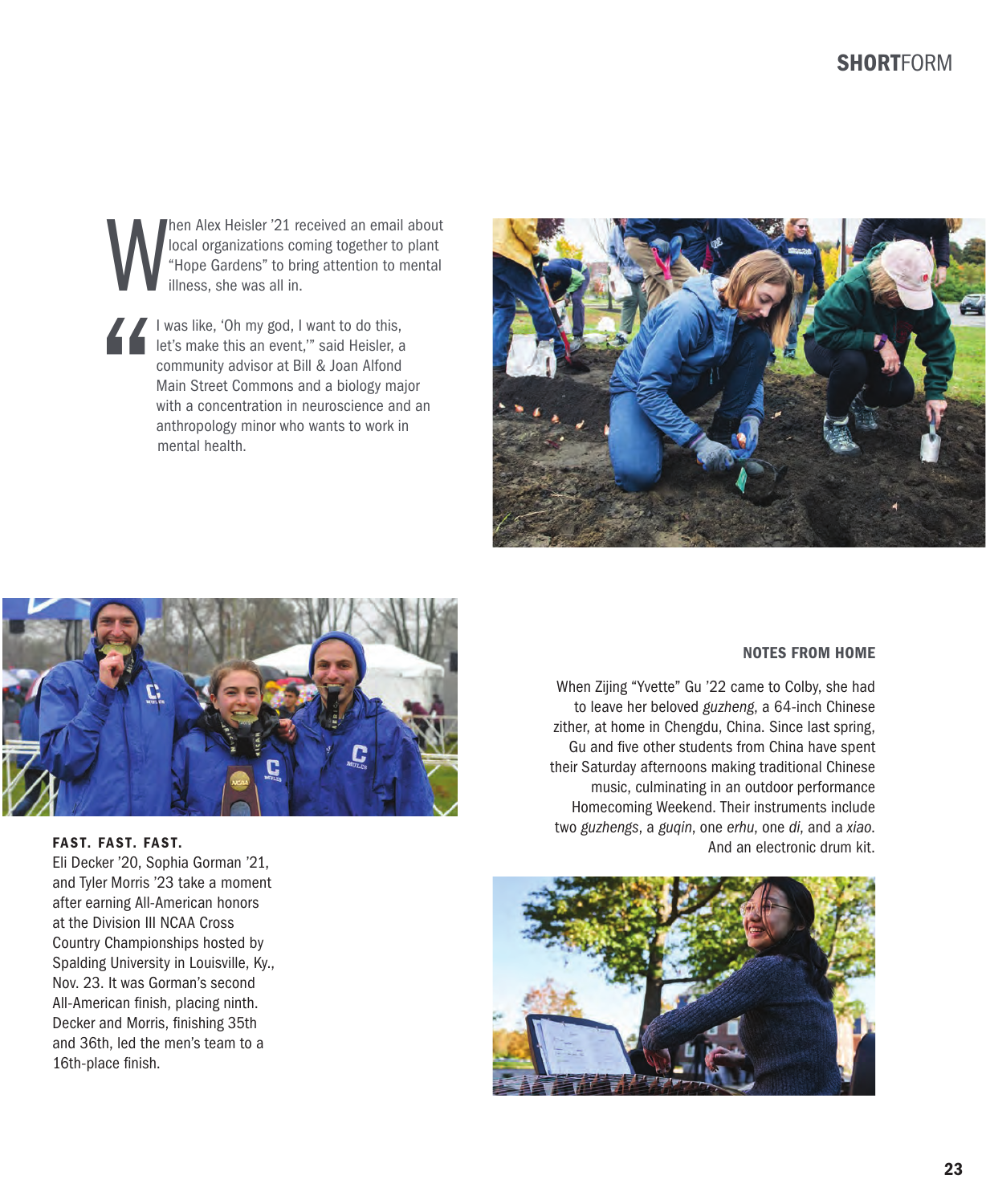When Alex Heisler '21 received an email about local organizations coming together to plant "Hope Gardens" to bring attention to mental illness, she was all in.

"I was like, 'Oh my god, I want to do this, let's make this an event,'" said Heisler, a community advisor at Bill & Joan Alfond Main Street Commons and a biology major with a concentration in neuroscience and an anthropology minor who wants to work in mental health.

**FAST. FAST. FAST.**
Eli Decker '20, Sophia Gorman '21, and Tyler Morris '23 take a moment after earning All-American honors at the Division III NCAA Cross Country Championships hosted by Spalding University in Louisville, Ky., Nov. 23. It was Gorman's second All-American finish, placing ninth. Decker and Morris, finishing 35th and 36th, led the men's team to a 16th-place finish.

**NOTES FROM HOME**

When Zijing "Yvette" Gu '22 came to Colby, she had to leave her beloved *guzheng*, a 64-inch Chinese zither, at home in Chengdu, China. Since last spring, Gu and five other students from China have spent their Saturday afternoons making traditional Chinese music, culminating in an outdoor performance Homecoming Weekend. Their instruments include two *guzhengs*, a *guqin*, one *erhu*, one *di*, and a *xiao*. And an electronic drum kit.